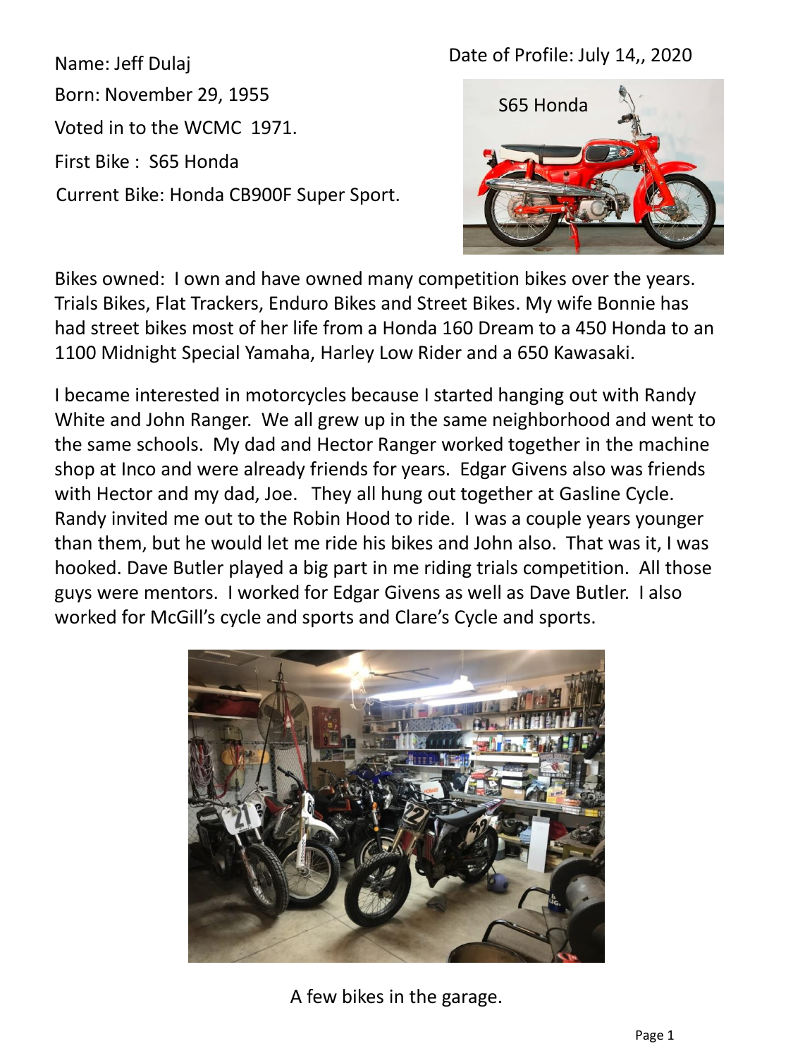Name: Jeff Dulaj

Date of Profile: July 14,, 2020

Born: November 29, 1955

Voted in to the WCMC 1971.

First Bike : S65 Honda

Current Bike: Honda CB900F Super Sport.

S65 Honda

Bikes owned: I own and have owned many competition bikes over the years. Trials Bikes, Flat Trackers, Enduro Bikes and Street Bikes. My wife Bonnie has had street bikes most of her life from a Honda 160 Dream to a 450 Honda to an 1100 Midnight Special Yamaha, Harley Low Rider and a 650 Kawasaki.

I became interested in motorcycles because I started hanging out with Randy White and John Ranger. We all grew up in the same neighborhood and went to the same schools. My dad and Hector Ranger worked together in the machine shop at Inco and were already friends for years. Edgar Givens also was friends with Hector and my dad, Joe. They all hung out together at Gasline Cycle. Randy invited me out to the Robin Hood to ride. I was a couple years younger than them, but he would let me ride his bikes and John also. That was it, I was hooked. Dave Butler played a big part in me riding trials competition. All those guys were mentors. I worked for Edgar Givens as well as Dave Butler. I also worked for McGill's cycle and sports and Clare's Cycle and sports.

A few bikes in the garage.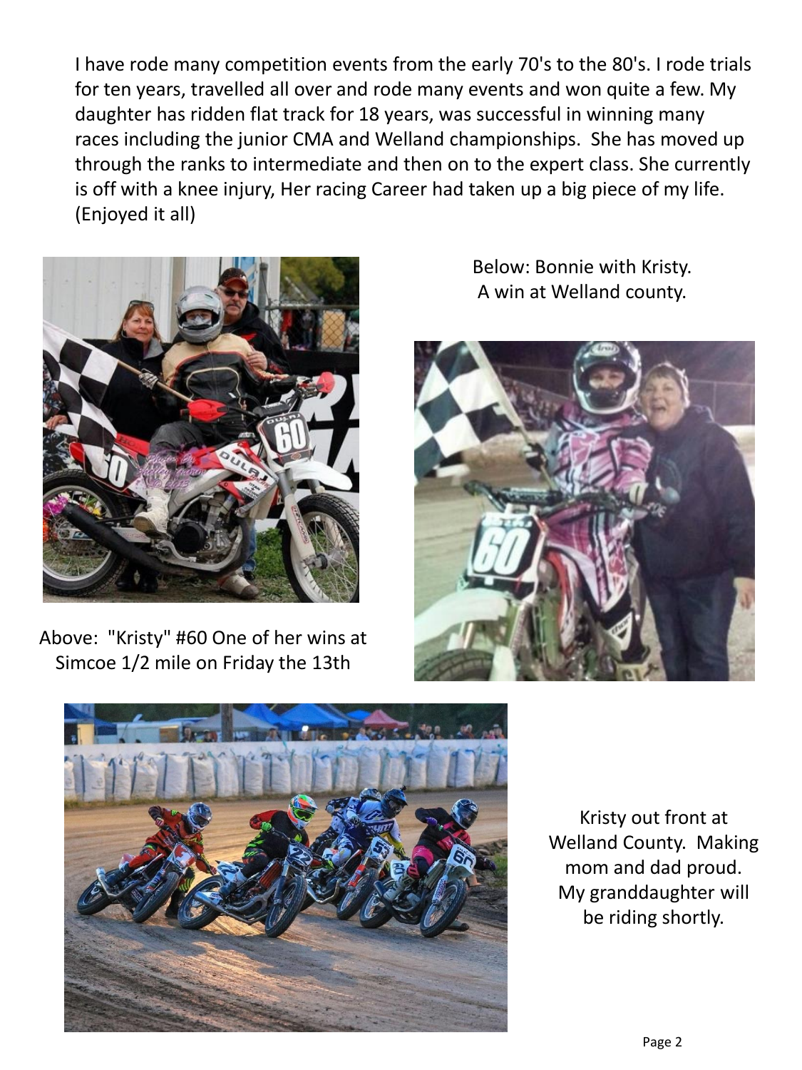I have rode many competition events from the early 70's to the 80's. I rode trials for ten years, travelled all over and rode many events and won quite a few. My daughter has ridden flat track for 18 years, was successful in winning many races including the junior CMA and Welland championships. She has moved up through the ranks to intermediate and then on to the expert class. She currently is off with a knee injury, Her racing Career had taken up a big piece of my life. (Enjoyed it all)

Above: "Kristy" #60 One of her wins at Simcoe 1/2 mile on Friday the 13th

Below: Bonnie with Kristy. A win at Welland county.

Kristy out front at Welland County. Making mom and dad proud. My granddaughter will be riding shortly.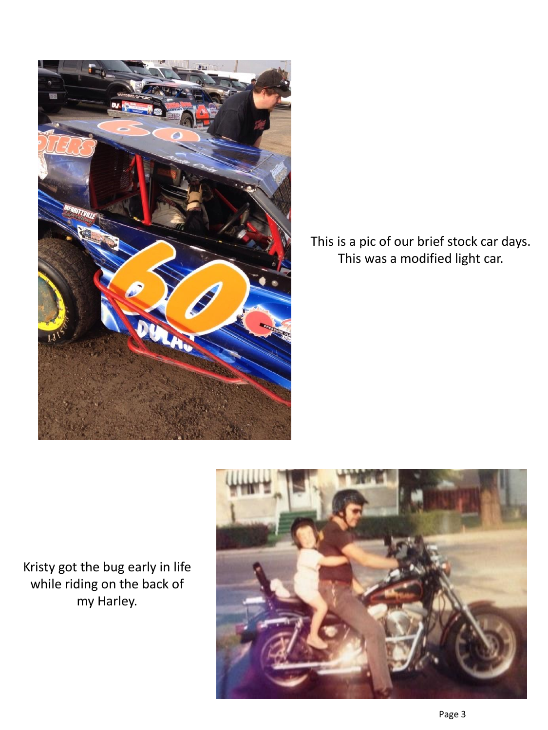This is a pic of our brief stock car days. This was a modified light car.

Kristy got the bug early in life while riding on the back of my Harley.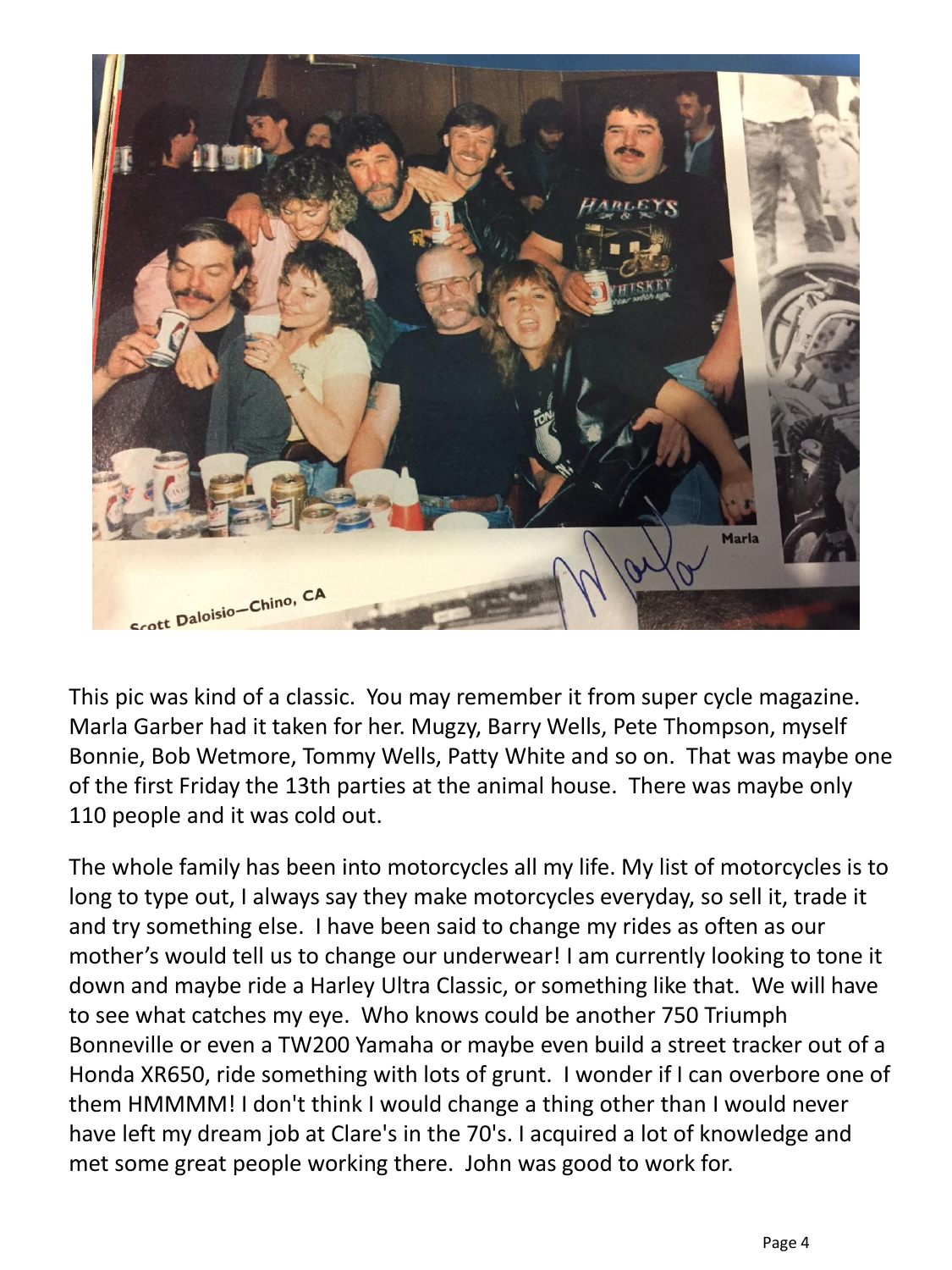This pic was kind of a classic. You may remember it from super cycle magazine. Marla Garber had it taken for her. Mugzy, Barry Wells, Pete Thompson, myself Bonnie, Bob Wetmore, Tommy Wells, Patty White and so on. That was maybe one of the first Friday the 13th parties at the animal house. There was maybe only 110 people and it was cold out.

The whole family has been into motorcycles all my life. My list of motorcycles is to long to type out, I always say they make motorcycles everyday, so sell it, trade it and try something else. I have been said to change my rides as often as our mother's would tell us to change our underwear! I am currently looking to tone it down and maybe ride a Harley Ultra Classic, or something like that. We will have to see what catches my eye. Who knows could be another 750 Triumph Bonneville or even a TW200 Yamaha or maybe even build a street tracker out of a Honda XR650, ride something with lots of grunt. I wonder if I can overbore one of them HMMMM! I don't think I would change a thing other than I would never have left my dream job at Clare's in the 70's. I acquired a lot of knowledge and met some great people working there. John was good to work for.